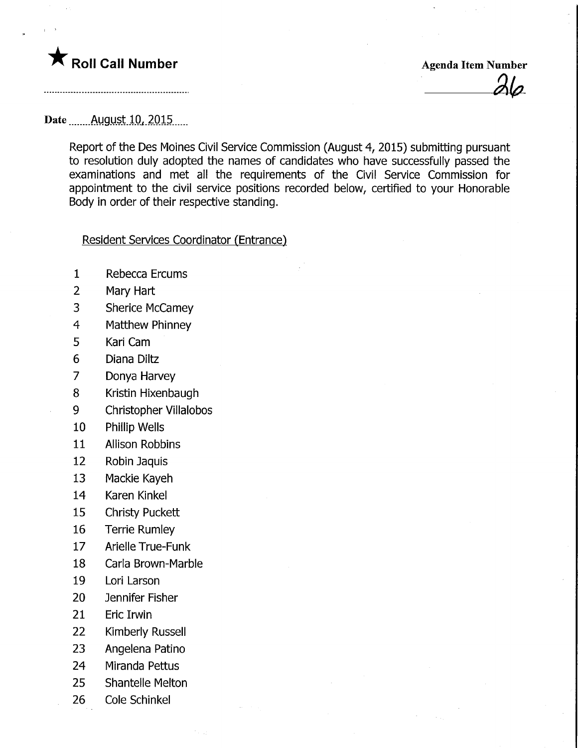★ **Roll Call Number**

**Agenda Item Number**

26

**Date** August 10, 2015

Report of the Des Moines Civil Service Commission (August 4, 2015) submitting pursuant to resolution duly adopted the names of candidates who have successfully passed the examinations and met all the requirements of the Civil Service Commission for appointment to the civil service positions recorded below, certified to your Honorable Body in order of their respective standing.

Resident Services Coordinator (Entrance)

1 Rebecca Ercums
2 Mary Hart
3 Sherice McCamey
4 Matthew Phinney
5 Kari Cam
6 Diana Diltz
7 Donya Harvey
8 Kristin Hixenbaugh
9 Christopher Villalobos
10 Phillip Wells
11 Allison Robbins
12 Robin Jaquis
13 Mackie Kayeh
14 Karen Kinkel
15 Christy Puckett
16 Terrie Rumley
17 Arielle True-Funk
18 Carla Brown-Marble
19 Lori Larson
20 Jennifer Fisher
21 Eric Irwin
22 Kimberly Russell
23 Angelena Patino
24 Miranda Pettus
25 Shantelle Melton
26 Cole Schinkel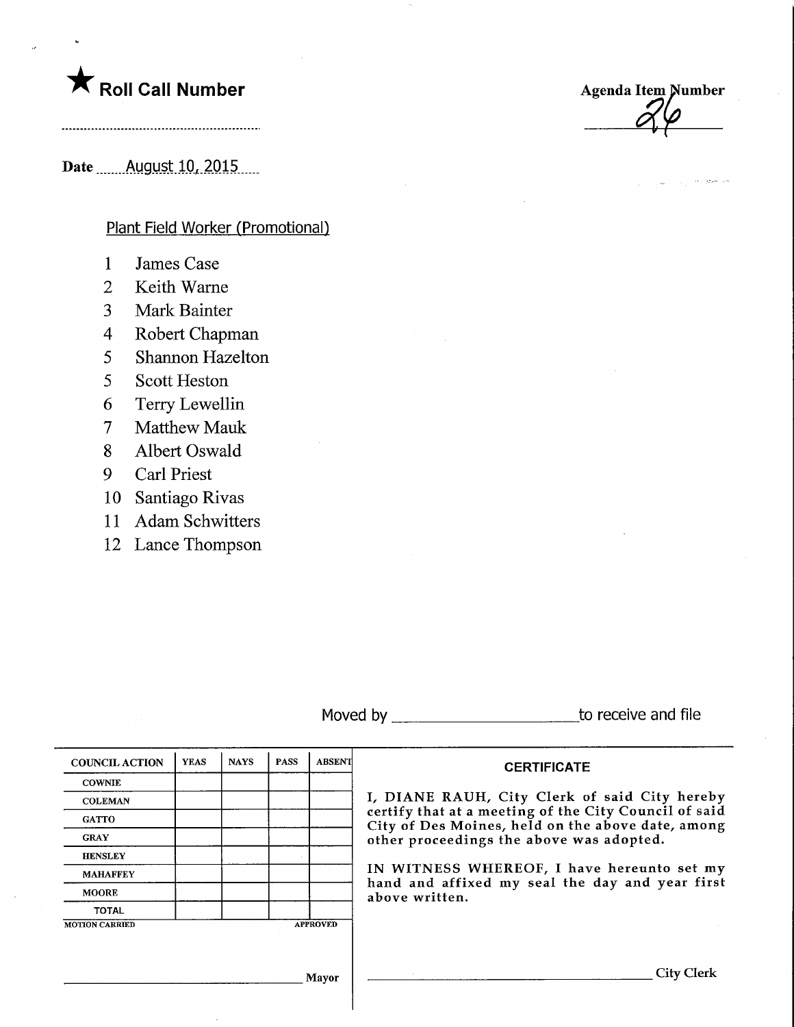★ **Roll Call Number**

**Agenda Item Number** 26

**Date** August 10, 2015

Plant Field Worker (Promotional)

1 James Case
2 Keith Warne
3 Mark Bainter
4 Robert Chapman
5 Shannon Hazelton
5 Scott Heston
6 Terry Lewellin
7 Matthew Mauk
8 Albert Oswald
9 Carl Priest
10 Santiago Rivas
11 Adam Schwitters
12 Lance Thompson

Moved by ____________________ to receive and file

| COUNCIL ACTION | YEAS | NAYS | PASS | ABSENT |
|---|---|---|---|---|
| COWNIE | | | | |
| COLEMAN | | | | |
| GATTO | | | | |
| GRAY | | | | |
| HENSLEY | | | | |
| MAHAFFEY | | | | |
| MOORE | | | | |
| TOTAL | | | | |

MOTION CARRIED APPROVED

______________________________ Mayor

**CERTIFICATE**

I, DIANE RAUH, City Clerk of said City hereby certify that at a meeting of the City Council of said City of Des Moines, held on the above date, among other proceedings the above was adopted.

IN WITNESS WHEREOF, I have hereunto set my hand and affixed my seal the day and year first above written.

______________________________ City Clerk